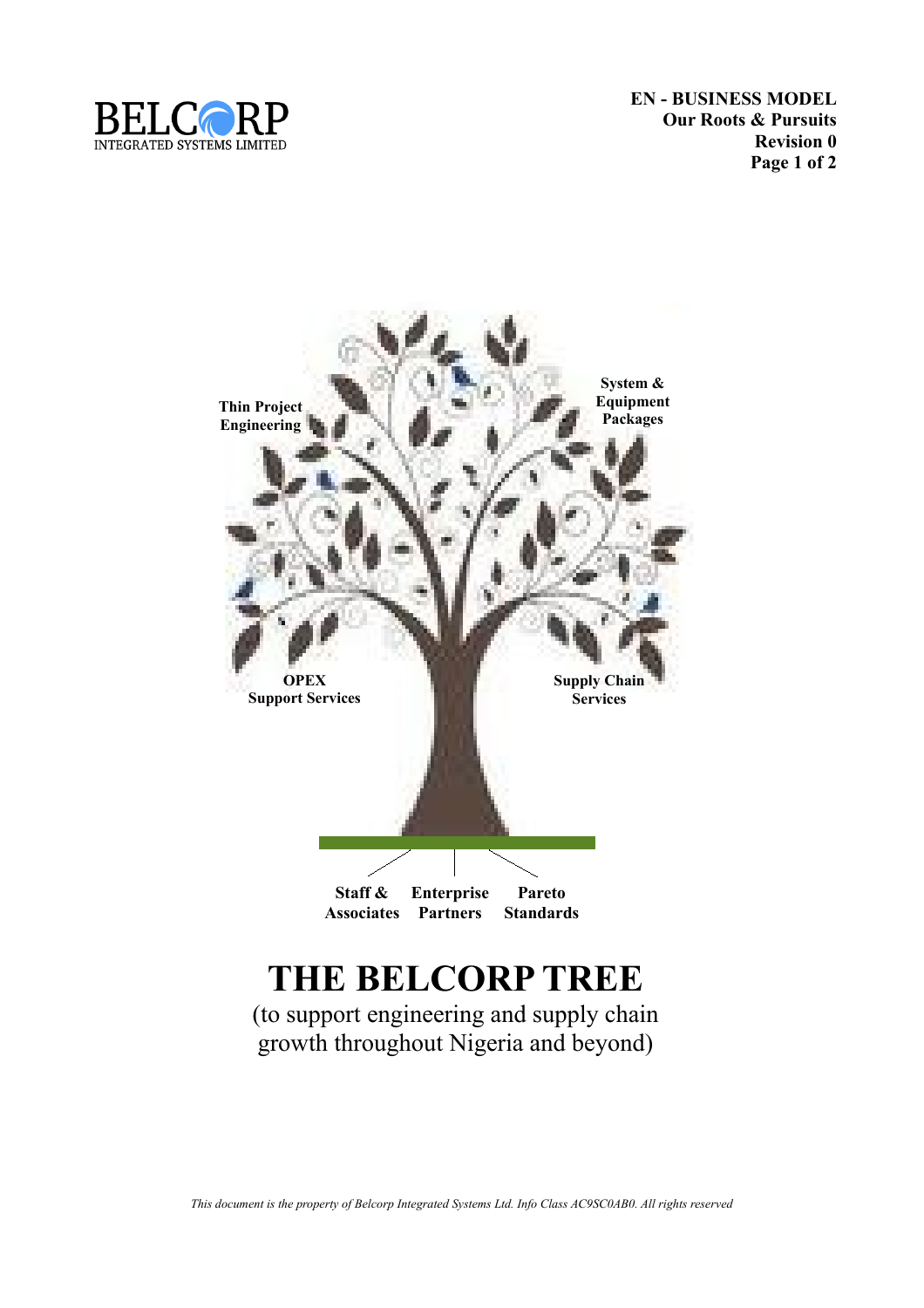BELCORP
INTEGRATED SYSTEMS LIMITED

**EN - BUSINESS MODEL**
**Our Roots & Pursuits**
**Revision 0**

**Thin Project Engineering**

**System & Equipment Packages**

**OPEX Support Services**

**Supply Chain Services**

**Staff & Associates**

**Enterprise Partners**

**Pareto Standards**

# THE BELCORP TREE

(to support engineering and supply chain growth throughout Nigeria and beyond)

*This document is the property of Belcorp Integrated Systems Ltd. Info Class AC9SC0AB0. All rights reserved*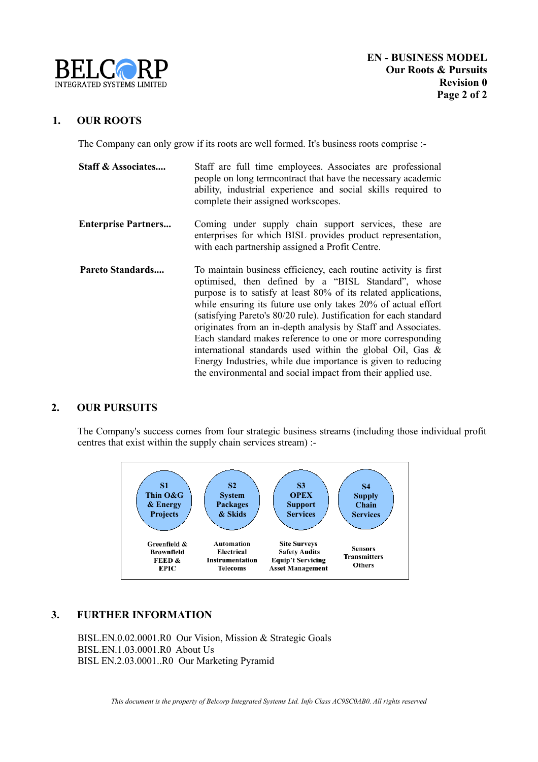## 1. OUR ROOTS

The Company can only grow if its roots are well formed. It's business roots comprise :-

**Staff & Associates....** Staff are full time employees. Associates are professional people on long termcontract that have the necessary academic ability, industrial experience and social skills required to complete their assigned workscopes.

**Enterprise Partners...** Coming under supply chain support services, these are enterprises for which BISL provides product representation, with each partnership assigned a Profit Centre.

**Pareto Standards....** To maintain business efficiency, each routine activity is first optimised, then defined by a "BISL Standard", whose purpose is to satisfy at least 80% of its related applications, while ensuring its future use only takes 20% of actual effort (satisfying Pareto's 80/20 rule). Justification for each standard originates from an in-depth analysis by Staff and Associates. Each standard makes reference to one or more corresponding international standards used within the global Oil, Gas & Energy Industries, while due importance is given to reducing the environmental and social impact from their applied use.

## 2. OUR PURSUITS

The Company's success comes from four strategic business streams (including those individual profit centres that exist within the supply chain services stream) :-

**S1**
**Thin O&G & Energy Projects**
Greenfield & Brownfield
FEED & EPIC

**S2**
**System Packages & Skids**
Automation
Electrical
Instrumentation
Telecoms

**S3**
**OPEX Support Services**
Site Surveys
Safety Audits
Equip't Servicing
Asset Management

**S4**
**Supply Chain Services**
Sensors
Transmitters
Others

## 3. FURTHER INFORMATION

BISL.EN.0.02.0001.R0 Our Vision, Mission & Strategic Goals
BISL.EN.1.03.0001.R0 About Us
BISL EN.2.03.0001..R0 Our Marketing Pyramid